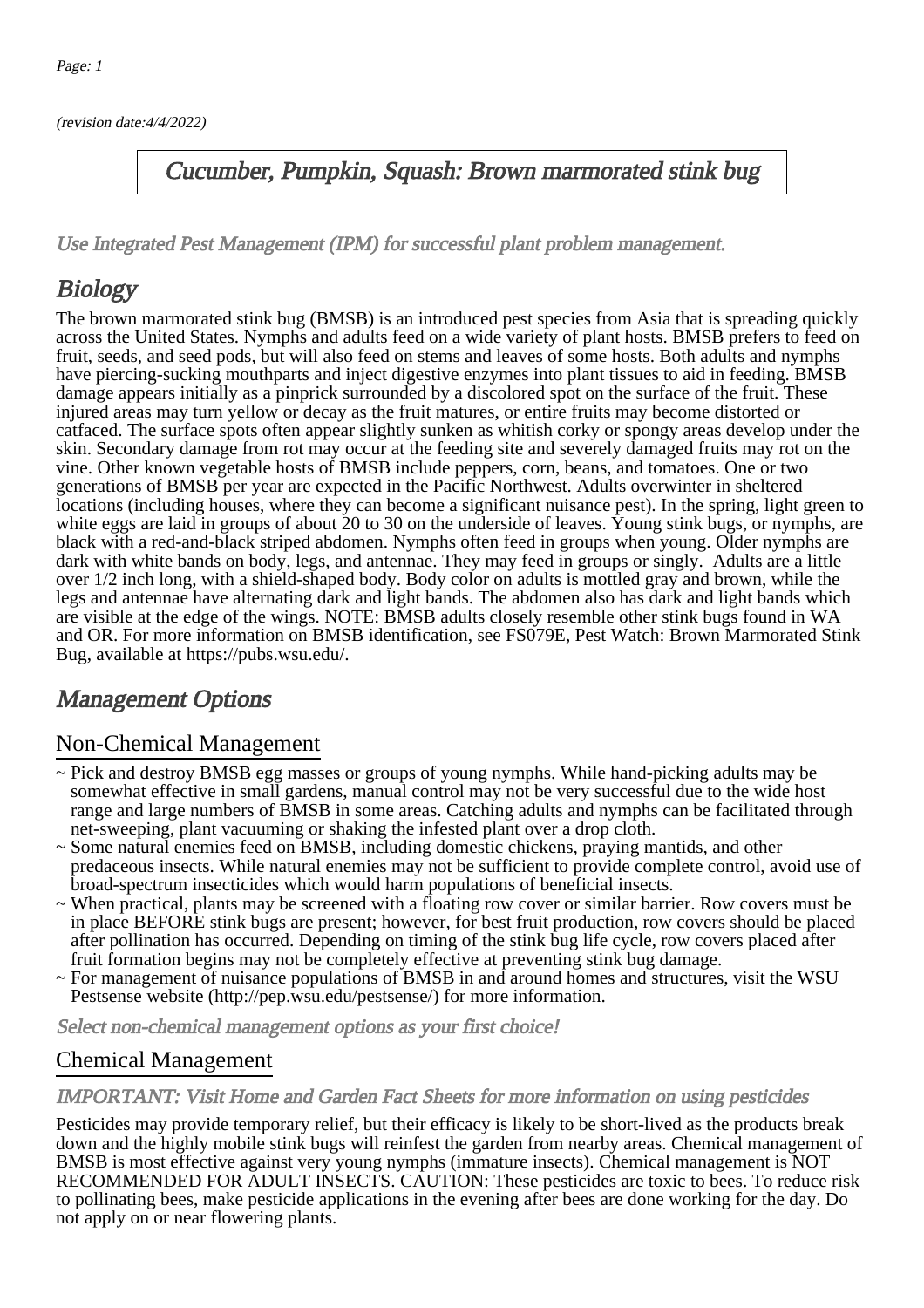(revision date:4/4/2022)

# Cucumber, Pumpkin, Squash: Brown marmorated stink bug

*Use Integrated Pest Management (IPM) for successful plant problem management.*

## Biology

The brown marmorated stink bug (BMSB) is an introduced pest species from Asia that is spreading quickly across the United States. Nymphs and adults feed on a wide variety of plant hosts. BMSB prefers to feed on fruit, seeds, and seed pods, but will also feed on stems and leaves of some hosts. Both adults and nymphs have piercing-sucking mouthparts and inject digestive enzymes into plant tissues to aid in feeding. BMSB damage appears initially as a pinprick surrounded by a discolored spot on the surface of the fruit. These injured areas may turn yellow or decay as the fruit matures, or entire fruits may become distorted or catfaced. The surface spots often appear slightly sunken as whitish corky or spongy areas develop under the skin. Secondary damage from rot may occur at the feeding site and severely damaged fruits may rot on the vine. Other known vegetable hosts of BMSB include peppers, corn, beans, and tomatoes. One or two generations of BMSB per year are expected in the Pacific Northwest. Adults overwinter in sheltered locations (including houses, where they can become a significant nuisance pest). In the spring, light green to white eggs are laid in groups of about 20 to 30 on the underside of leaves. Young stink bugs, or nymphs, are black with a red-and-black striped abdomen. Nymphs often feed in groups when young. Older nymphs are dark with white bands on body, legs, and antennae. They may feed in groups or singly. Adults are a little over 1/2 inch long, with a shield-shaped body. Body color on adults is mottled gray and brown, while the legs and antennae have alternating dark and light bands. The abdomen also has dark and light bands which are visible at the edge of the wings. NOTE: BMSB adults closely resemble other stink bugs found in WA and OR. For more information on BMSB identification, see FS079E, Pest Watch: Brown Marmorated Stink Bug, available at https://pubs.wsu.edu/.

## Management Options

### Non-Chemical Management

- ~ Pick and destroy BMSB egg masses or groups of young nymphs. While hand-picking adults may be somewhat effective in small gardens, manual control may not be very successful due to the wide host range and large numbers of BMSB in some areas. Catching adults and nymphs can be facilitated through net-sweeping, plant vacuuming or shaking the infested plant over a drop cloth.
- ~ Some natural enemies feed on BMSB, including domestic chickens, praying mantids, and other predaceous insects. While natural enemies may not be sufficient to provide complete control, avoid use of broad-spectrum insecticides which would harm populations of beneficial insects.
- ~ When practical, plants may be screened with a floating row cover or similar barrier. Row covers must be in place BEFORE stink bugs are present; however, for best fruit production, row covers should be placed after pollination has occurred. Depending on timing of the stink bug life cycle, row covers placed after fruit formation begins may not be completely effective at preventing stink bug damage.
- ~ For management of nuisance populations of BMSB in and around homes and structures, visit the WSU Pestsense website (http://pep.wsu.edu/pestsense/) for more information.

*Select non-chemical management options as your first choice!*

### Chemical Management

*IMPORTANT: Visit Home and Garden Fact Sheets for more information on using pesticides*

Pesticides may provide temporary relief, but their efficacy is likely to be short-lived as the products break down and the highly mobile stink bugs will reinfest the garden from nearby areas. Chemical management of BMSB is most effective against very young nymphs (immature insects). Chemical management is NOT RECOMMENDED FOR ADULT INSECTS. CAUTION: These pesticides are toxic to bees. To reduce risk to pollinating bees, make pesticide applications in the evening after bees are done working for the day. Do not apply on or near flowering plants.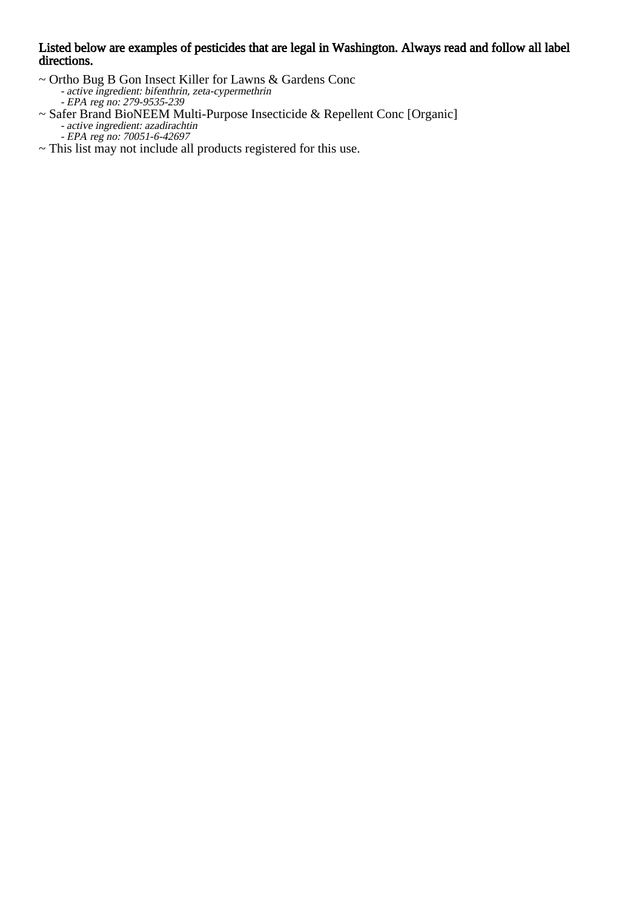**Listed below are examples of pesticides that are legal in Washington. Always read and follow all label directions.**

~ Ortho Bug B Gon Insect Killer for Lawns & Gardens Conc
  - *active ingredient: bifenthrin, zeta-cypermethrin*
  - *EPA reg no: 279-9535-239*

~ Safer Brand BioNEEM Multi-Purpose Insecticide & Repellent Conc [Organic]
  - *active ingredient: azadirachtin*
  - *EPA reg no: 70051-6-42697*

~ This list may not include all products registered for this use.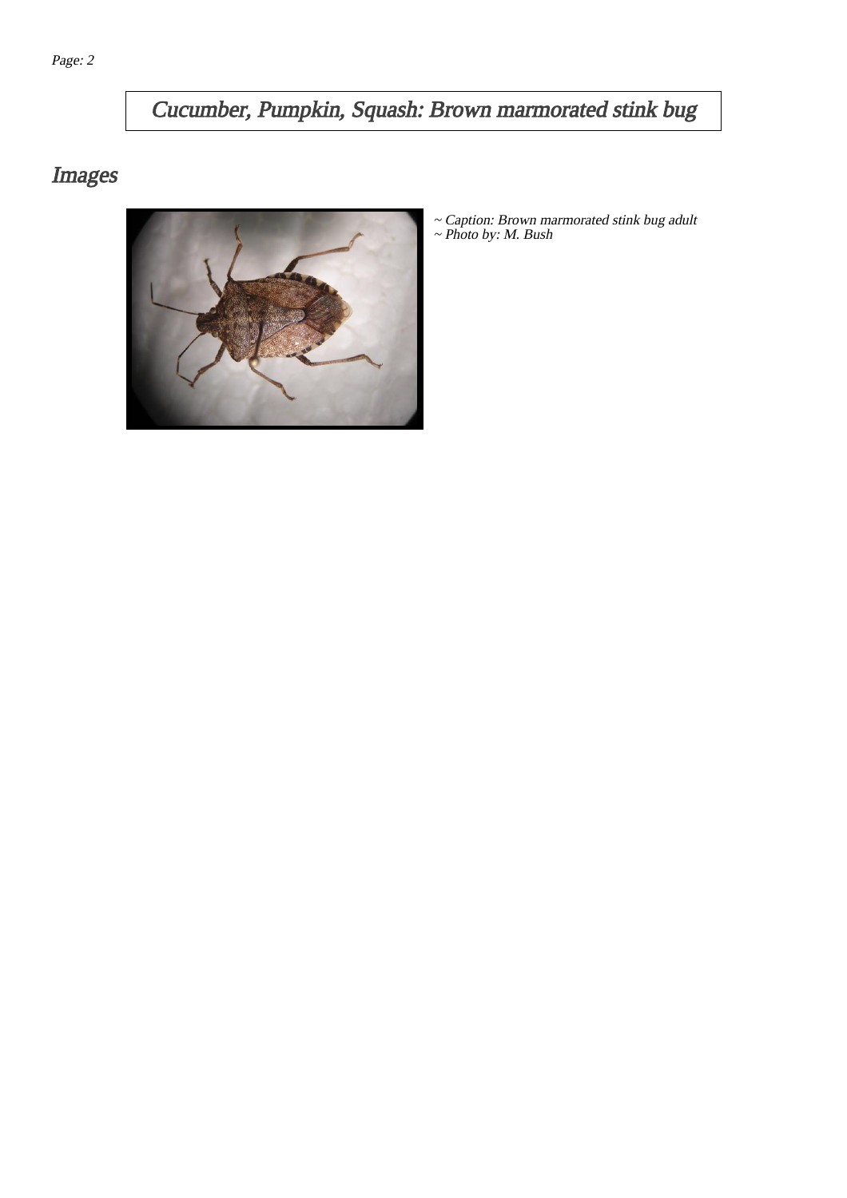# Cucumber, Pumpkin, Squash: Brown marmorated stink bug

## Images

~ Caption: Brown marmorated stink bug adult
~ Photo by: M. Bush